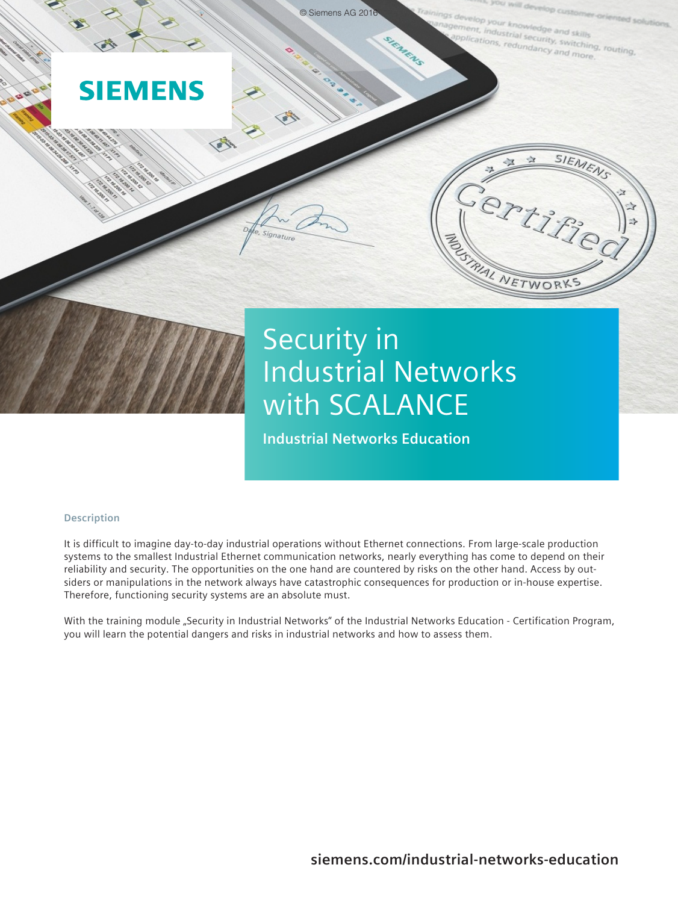SIEMENS

# Security in Industrial Networks with SCALANCE

**Industrial Networks Education**

## Description

It is difficult to imagine day-to-day industrial operations without Ethernet connections. From large-scale production systems to the smallest Industrial Ethernet communication networks, nearly everything has come to depend on their reliability and security. The opportunities on the one hand are countered by risks on the other hand. Access by outsiders or manipulations in the network always have catastrophic consequences for production or in-house expertise. Therefore, functioning security systems are an absolute must.

With the training module „Security in Industrial Networks" of the Industrial Networks Education - Certification Program, you will learn the potential dangers and risks in industrial networks and how to assess them.

**siemens.com/industrial-networks-education**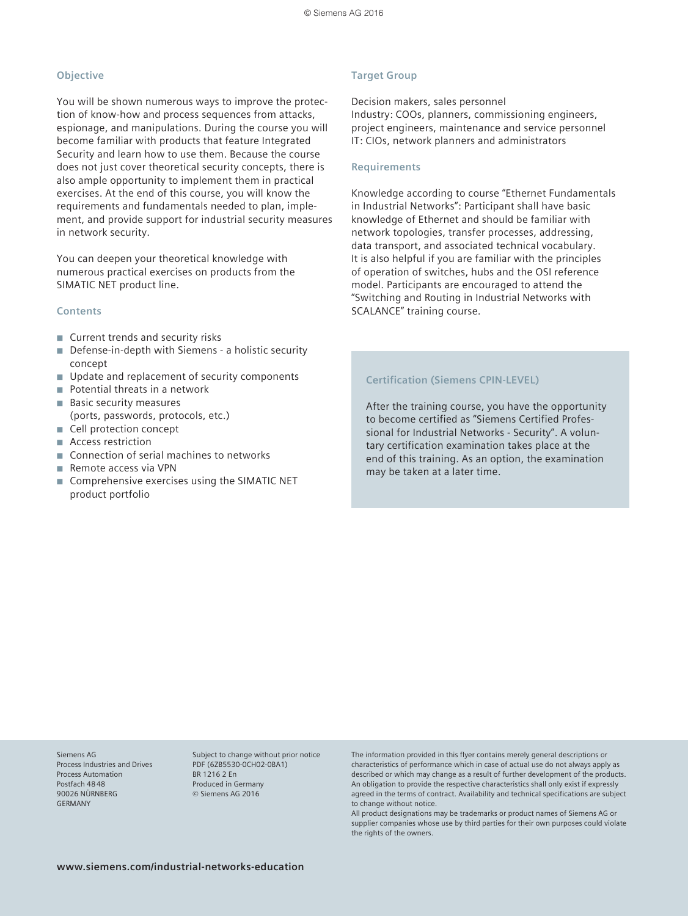## Objective

You will be shown numerous ways to improve the protection of know-how and process sequences from attacks, espionage, and manipulations. During the course you will become familiar with products that feature Integrated Security and learn how to use them. Because the course does not just cover theoretical security concepts, there is also ample opportunity to implement them in practical exercises. At the end of this course, you will know the requirements and fundamentals needed to plan, implement, and provide support for industrial security measures in network security.

You can deepen your theoretical knowledge with numerous practical exercises on products from the SIMATIC NET product line.

## Contents

- Current trends and security risks
- Defense-in-depth with Siemens - a holistic security concept
- Update and replacement of security components
- Potential threats in a network
- Basic security measures (ports, passwords, protocols, etc.)
- Cell protection concept
- Access restriction
- Connection of serial machines to networks
- Remote access via VPN
- Comprehensive exercises using the SIMATIC NET product portfolio

## Target Group

Decision makers, sales personnel
Industry: COOs, planners, commissioning engineers, project engineers, maintenance and service personnel
IT: CIOs, network planners and administrators

## Requirements

Knowledge according to course "Ethernet Fundamentals in Industrial Networks": Participant shall have basic knowledge of Ethernet and should be familiar with network topologies, transfer processes, addressing, data transport, and associated technical vocabulary. It is also helpful if you are familiar with the principles of operation of switches, hubs and the OSI reference model. Participants are encouraged to attend the "Switching and Routing in Industrial Networks with SCALANCE" training course.

## Certification (Siemens CPIN-LEVEL)

After the training course, you have the opportunity to become certified as "Siemens Certified Professional for Industrial Networks - Security". A voluntary certification examination takes place at the end of this training. As an option, the examination may be taken at a later time.

Siemens AG
Process Industries and Drives
Process Automation
Postfach 4848
90026 NÜRNBERG
GERMANY

Subject to change without prior notice
PDF (6ZB5530-0CH02-0BA1)
BR 1216 2 En
Produced in Germany
© Siemens AG 2016

The information provided in this flyer contains merely general descriptions or characteristics of performance which in case of actual use do not always apply as described or which may change as a result of further development of the products. An obligation to provide the respective characteristics shall only exist if expressly agreed in the terms of contract. Availability and technical specifications are subject to change without notice.
All product designations may be trademarks or product names of Siemens AG or supplier companies whose use by third parties for their own purposes could violate the rights of the owners.

**www.siemens.com/industrial-networks-education**